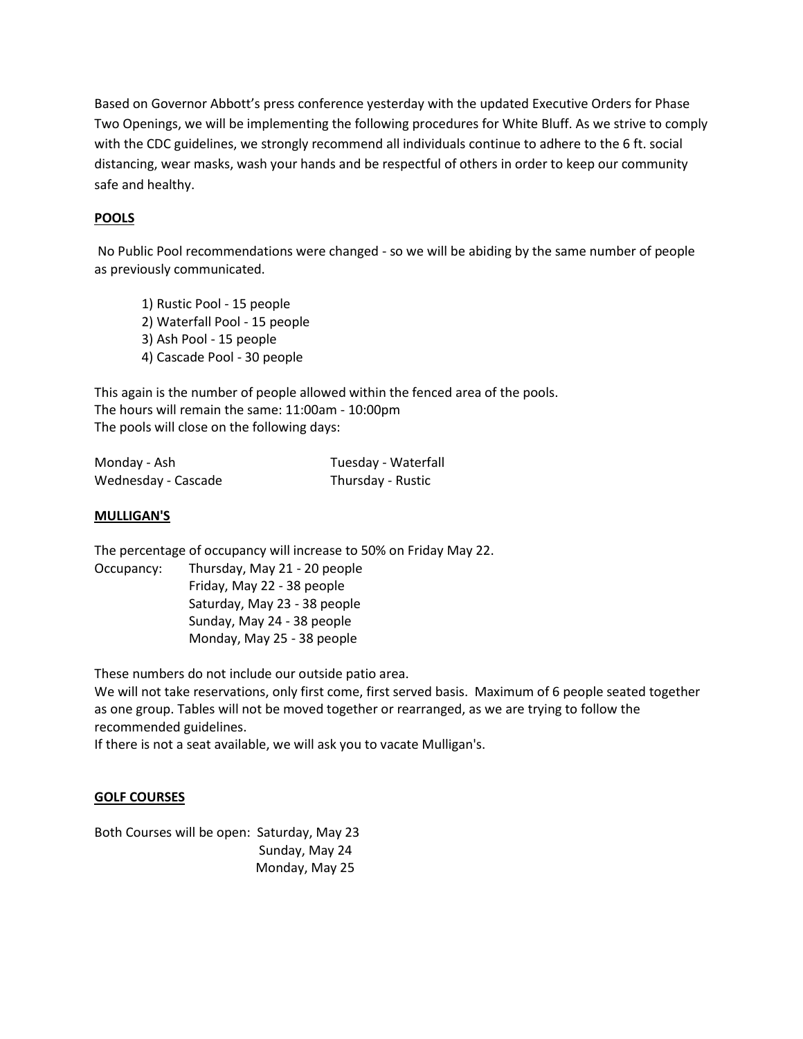Based on Governor Abbott's press conference yesterday with the updated Executive Orders for Phase Two Openings, we will be implementing the following procedures for White Bluff. As we strive to comply with the CDC guidelines, we strongly recommend all individuals continue to adhere to the 6 ft. social distancing, wear masks, wash your hands and be respectful of others in order to keep our community safe and healthy.

**POOLS**

No Public Pool recommendations were changed - so we will be abiding by the same number of people as previously communicated.

1) Rustic Pool - 15 people
2) Waterfall Pool - 15 people
3) Ash Pool - 15 people
4) Cascade Pool - 30 people

This again is the number of people allowed within the fenced area of the pools.
The hours will remain the same: 11:00am - 10:00pm
The pools will close on the following days:

Monday - Ash
Tuesday - Waterfall
Wednesday - Cascade
Thursday - Rustic

**MULLIGAN'S**

The percentage of occupancy will increase to 50% on Friday May 22.

Occupancy:
- Thursday, May 21 - 20 people
- Friday, May 22 - 38 people
- Saturday, May 23 - 38 people
- Sunday, May 24 - 38 people
- Monday, May 25 - 38 people

These numbers do not include our outside patio area.
We will not take reservations, only first come, first served basis. Maximum of 6 people seated together as one group. Tables will not be moved together or rearranged, as we are trying to follow the recommended guidelines.
If there is not a seat available, we will ask you to vacate Mulligan's.

**GOLF COURSES**

Both Courses will be open:
- Saturday, May 23
- Sunday, May 24
- Monday, May 25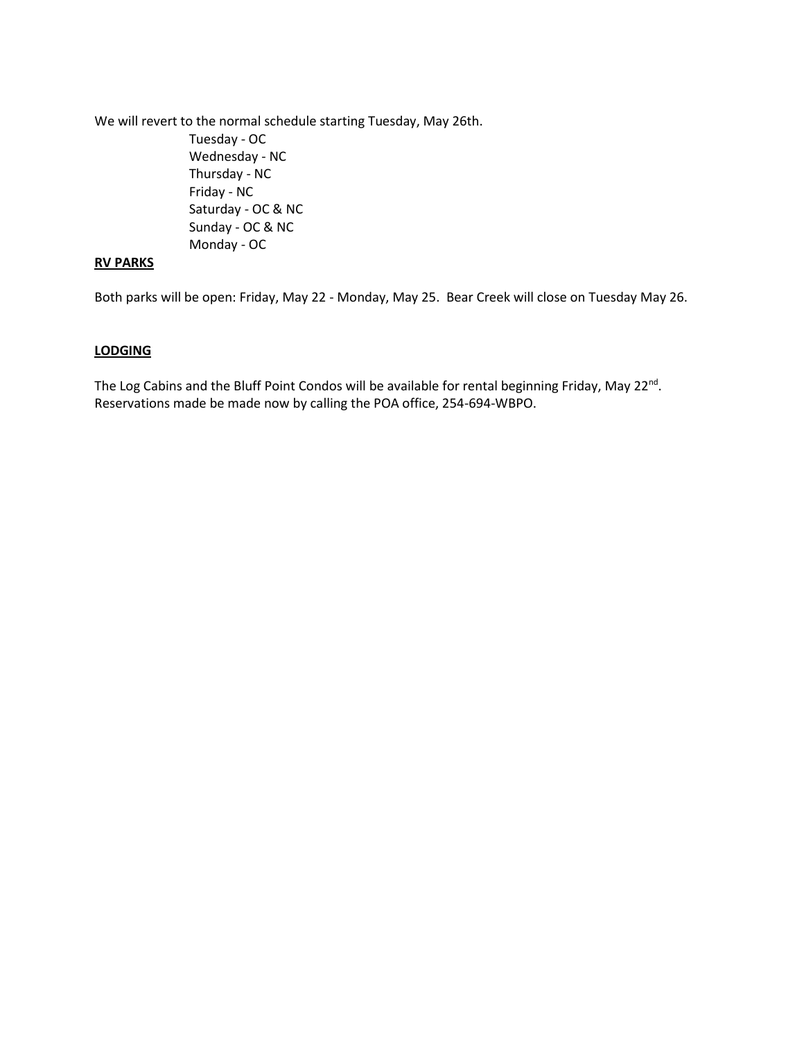We will revert to the normal schedule starting Tuesday, May 26th.

Tuesday - OC
Wednesday - NC
Thursday - NC
Friday - NC
Saturday - OC & NC
Sunday - OC & NC
Monday - OC

**RV PARKS**

Both parks will be open: Friday, May 22 - Monday, May 25. Bear Creek will close on Tuesday May 26.

**LODGING**

The Log Cabins and the Bluff Point Condos will be available for rental beginning Friday, May 22nd. Reservations made be made now by calling the POA office, 254-694-WBPO.